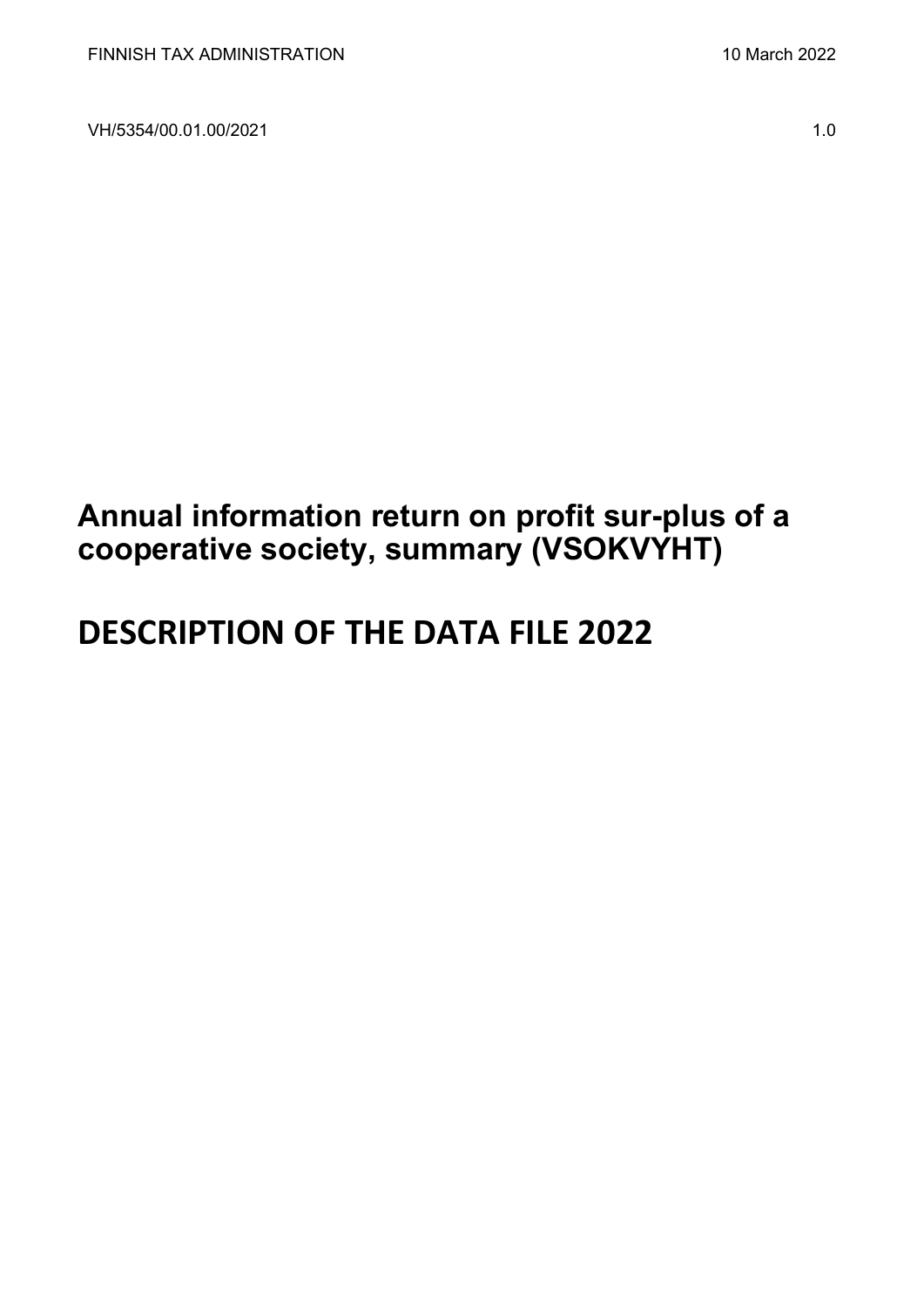FINNISH TAX ADMINISTRATION 10 March 2022

VH/5354/00.01.00/2021 1.0

# Annual information return on profit sur-plus of a cooperative society, summary (VSOKVYHT)

# DESCRIPTION OF THE DATA FILE 2022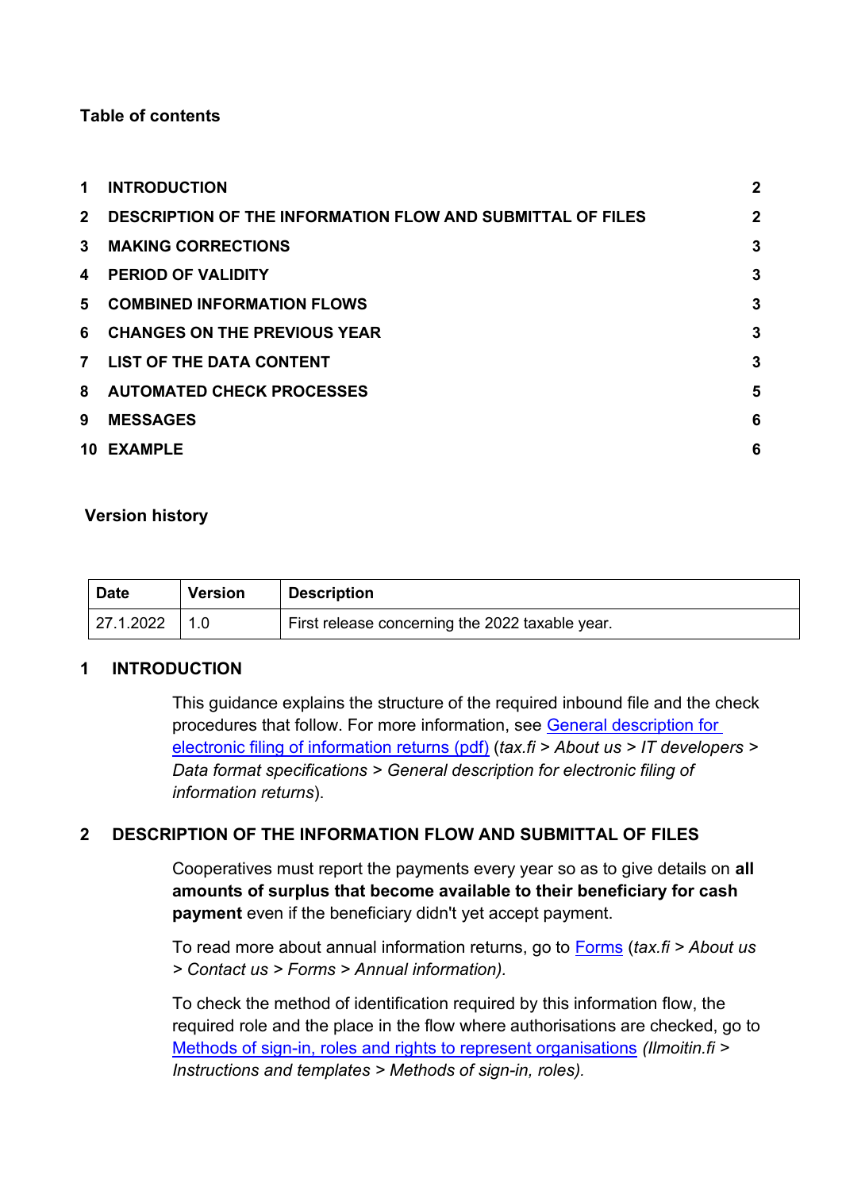**Table of contents**

| | | |
|---|---|---|
| 1 | INTRODUCTION | 2 |
| 2 | DESCRIPTION OF THE INFORMATION FLOW AND SUBMITTAL OF FILES | 2 |
| 3 | MAKING CORRECTIONS | 3 |
| 4 | PERIOD OF VALIDITY | 3 |
| 5 | COMBINED INFORMATION FLOWS | 3 |
| 6 | CHANGES ON THE PREVIOUS YEAR | 3 |
| 7 | LIST OF THE DATA CONTENT | 3 |
| 8 | AUTOMATED CHECK PROCESSES | 5 |
| 9 | MESSAGES | 6 |
| 10 | EXAMPLE | 6 |

**Version history**

| Date | Version | Description |
|---|---|---|
| 27.1.2022 | 1.0 | First release concerning the 2022 taxable year. |

## 1 INTRODUCTION

This guidance explains the structure of the required inbound file and the check procedures that follow. For more information, see General description for electronic filing of information returns (pdf) (*tax.fi > About us > IT developers > Data format specifications > General description for electronic filing of information returns*).

## 2 DESCRIPTION OF THE INFORMATION FLOW AND SUBMITTAL OF FILES

Cooperatives must report the payments every year so as to give details on **all amounts of surplus that become available to their beneficiary for cash payment** even if the beneficiary didn't yet accept payment.

To read more about annual information returns, go to Forms (*tax.fi > About us > Contact us > Forms > Annual information).*

To check the method of identification required by this information flow, the required role and the place in the flow where authorisations are checked, go to Methods of sign-in, roles and rights to represent organisations *(Ilmoitin.fi > Instructions and templates > Methods of sign-in, roles).*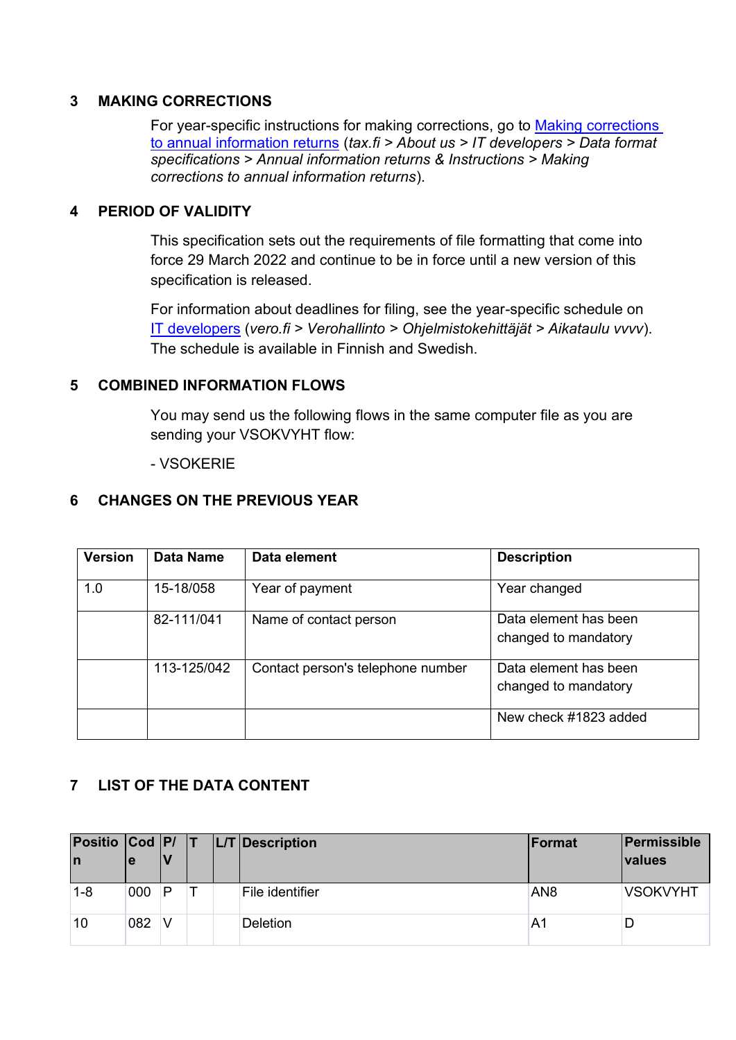## 3 MAKING CORRECTIONS

For year-specific instructions for making corrections, go to [Making corrections to annual information returns] (*tax.fi > About us > IT developers > Data format specifications > Annual information returns & Instructions > Making corrections to annual information returns*).

## 4 PERIOD OF VALIDITY

This specification sets out the requirements of file formatting that come into force 29 March 2022 and continue to be in force until a new version of this specification is released.

For information about deadlines for filing, see the year-specific schedule on [IT developers] (*vero.fi > Verohallinto > Ohjelmistokehittäjät > Aikataulu vvvv*). The schedule is available in Finnish and Swedish.

## 5 COMBINED INFORMATION FLOWS

You may send us the following flows in the same computer file as you are sending your VSOKVYHT flow:

- VSOKERIE

## 6 CHANGES ON THE PREVIOUS YEAR

| Version | Data Name | Data element | Description |
|---|---|---|---|
| 1.0 | 15-18/058 | Year of payment | Year changed |
| | 82-111/041 | Name of contact person | Data element has been changed to mandatory |
| | 113-125/042 | Contact person's telephone number | Data element has been changed to mandatory |
| | | | New check #1823 added |

## 7 LIST OF THE DATA CONTENT

| Position | Code | P/V | T | L/T | Description | Format | Permissible values |
|---|---|---|---|---|---|---|---|
| 1-8 | 000 | P | T | | File identifier | AN8 | VSOKVYHT |
| 10 | 082 | V | | | Deletion | A1 | D |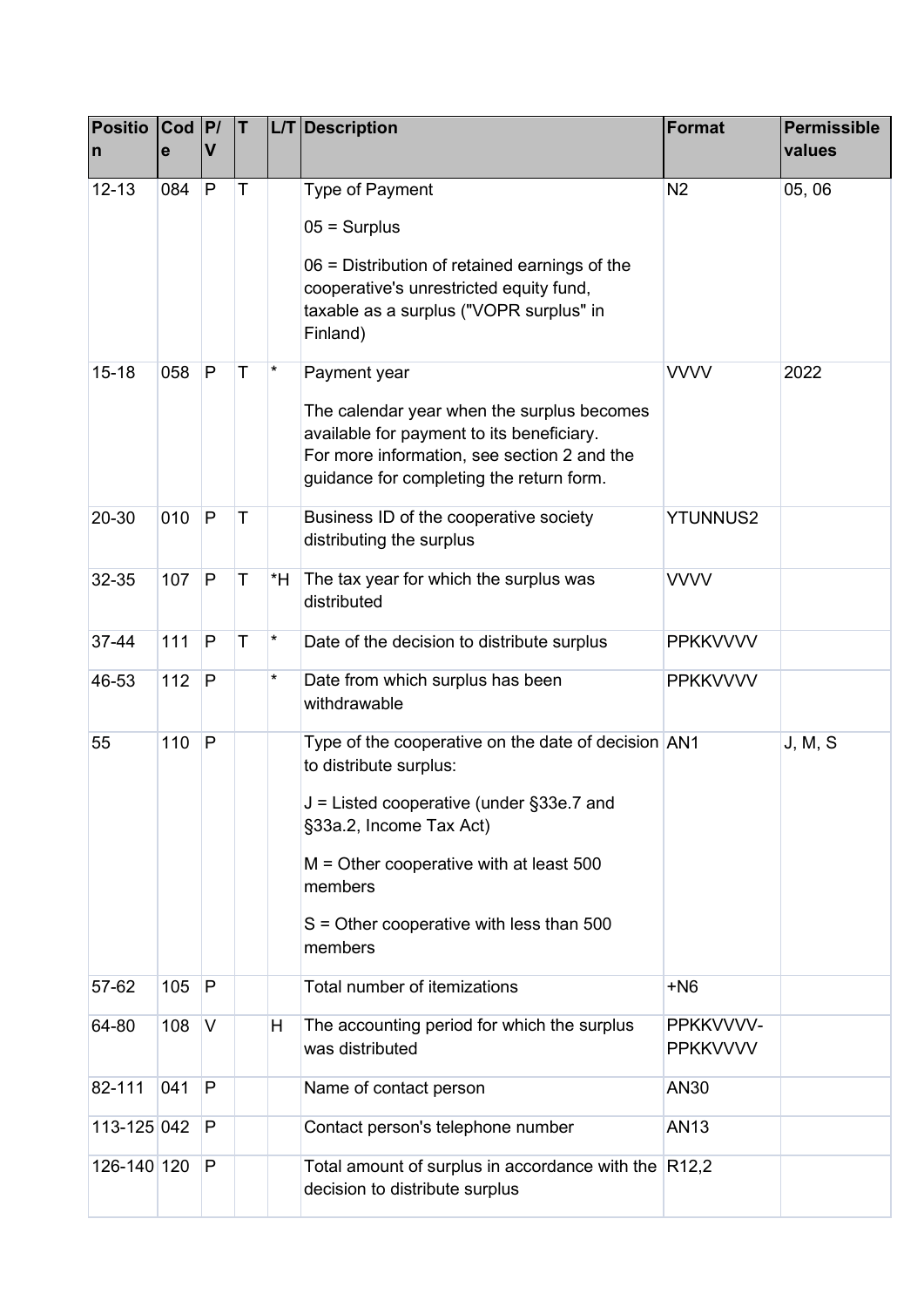| Position | Code | P/V | T | L/T | Description | Format | Permissible values |
|---|---|---|---|---|---|---|---|
| 12-13 | 084 | P | T | | Type of Payment<br><br>05 = Surplus<br><br>06 = Distribution of retained earnings of the cooperative's unrestricted equity fund, taxable as a surplus ("VOPR surplus" in Finland) | N2 | 05, 06 |
| 15-18 | 058 | P | T | * | Payment year<br><br>The calendar year when the surplus becomes available for payment to its beneficiary. For more information, see section 2 and the guidance for completing the return form. | VVVV | 2022 |
| 20-30 | 010 | P | T | | Business ID of the cooperative society distributing the surplus | YTUNNUS2 | |
| 32-35 | 107 | P | T | *H | The tax year for which the surplus was distributed | VVVV | |
| 37-44 | 111 | P | T | * | Date of the decision to distribute surplus | PPKKVVVV | |
| 46-53 | 112 | P | | * | Date from which surplus has been withdrawable | PPKKVVVV | |
| 55 | 110 | P | | | Type of the cooperative on the date of decision to distribute surplus:<br><br>J = Listed cooperative (under §33e.7 and §33a.2, Income Tax Act)<br><br>M = Other cooperative with at least 500 members<br><br>S = Other cooperative with less than 500 members | AN1 | J, M, S |
| 57-62 | 105 | P | | | Total number of itemizations | +N6 | |
| 64-80 | 108 | V | | H | The accounting period for which the surplus was distributed | PPKKVVVV-PPKKVVVV | |
| 82-111 | 041 | P | | | Name of contact person | AN30 | |
| 113-125 | 042 | P | | | Contact person's telephone number | AN13 | |
| 126-140 | 120 | P | | | Total amount of surplus in accordance with the decision to distribute surplus | R12,2 | |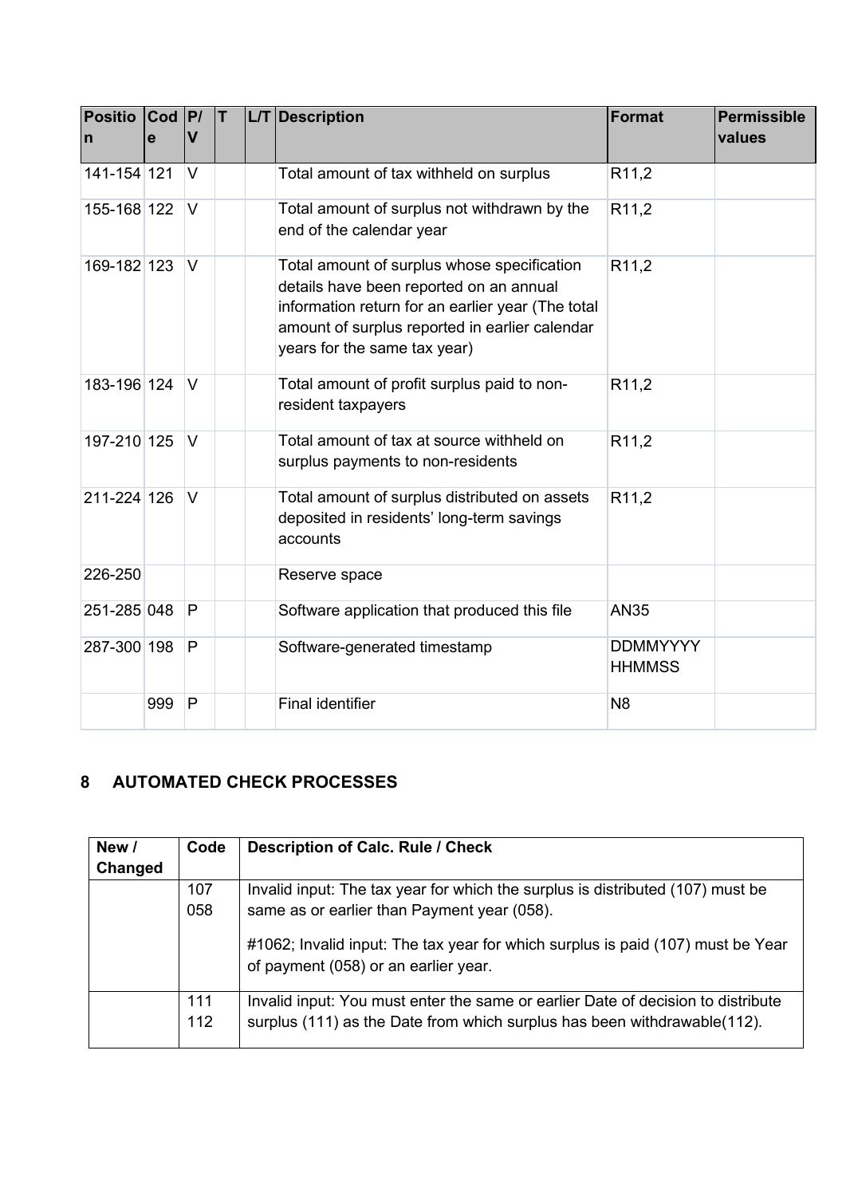| Position | Code | P/V | T | L/T | Description | Format | Permissible values |
|---|---|---|---|---|---|---|---|
| 141-154 | 121 | V | | | Total amount of tax withheld on surplus | R11,2 | |
| 155-168 | 122 | V | | | Total amount of surplus not withdrawn by the end of the calendar year | R11,2 | |
| 169-182 | 123 | V | | | Total amount of surplus whose specification details have been reported on an annual information return for an earlier year (The total amount of surplus reported in earlier calendar years for the same tax year) | R11,2 | |
| 183-196 | 124 | V | | | Total amount of profit surplus paid to non-resident taxpayers | R11,2 | |
| 197-210 | 125 | V | | | Total amount of tax at source withheld on surplus payments to non-residents | R11,2 | |
| 211-224 | 126 | V | | | Total amount of surplus distributed on assets deposited in residents' long-term savings accounts | R11,2 | |
| 226-250 | | | | | Reserve space | | |
| 251-285 | 048 | P | | | Software application that produced this file | AN35 | |
| 287-300 | 198 | P | | | Software-generated timestamp | DDMMYYYY HHMMSS | |
| | 999 | P | | | Final identifier | N8 | |

## 8 AUTOMATED CHECK PROCESSES

| New / Changed | Code | Description of Calc. Rule / Check |
|---|---|---|
| | 107<br>058 | Invalid input: The tax year for which the surplus is distributed (107) must be same as or earlier than Payment year (058).<br><br>#1062; Invalid input: The tax year for which surplus is paid (107) must be Year of payment (058) or an earlier year. |
| | 111<br>112 | Invalid input: You must enter the same or earlier Date of decision to distribute surplus (111) as the Date from which surplus has been withdrawable(112). |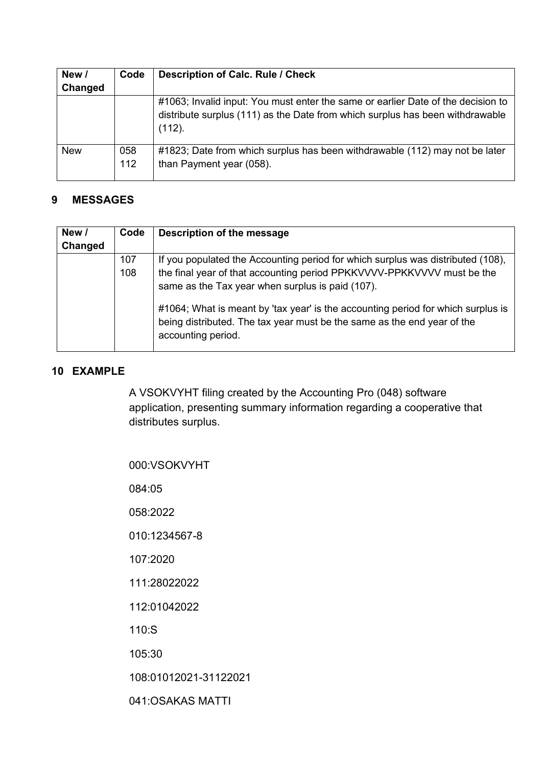| New / Changed | Code | Description of Calc. Rule / Check |
|---|---|---|
| | | #1063; Invalid input: You must enter the same or earlier Date of the decision to distribute surplus (111) as the Date from which surplus has been withdrawable (112). |
| New | 058 112 | #1823; Date from which surplus has been withdrawable (112) may not be later than Payment year (058). |

## 9 MESSAGES

| New / Changed | Code | Description of the message |
|---|---|---|
| | 107 108 | If you populated the Accounting period for which surplus was distributed (108), the final year of that accounting period PPKKVVVV-PPKKVVVV must be the same as the Tax year when surplus is paid (107).<br><br>#1064; What is meant by 'tax year' is the accounting period for which surplus is being distributed. The tax year must be the same as the end year of the accounting period. |

## 10 EXAMPLE

A VSOKVYHT filing created by the Accounting Pro (048) software application, presenting summary information regarding a cooperative that distributes surplus.

```
000:VSOKVYHT

084:05

058:2022

010:1234567-8

107:2020

111:28022022

112:01042022

110:S

105:30

108:01012021-31122021

041:OSAKAS MATTI
```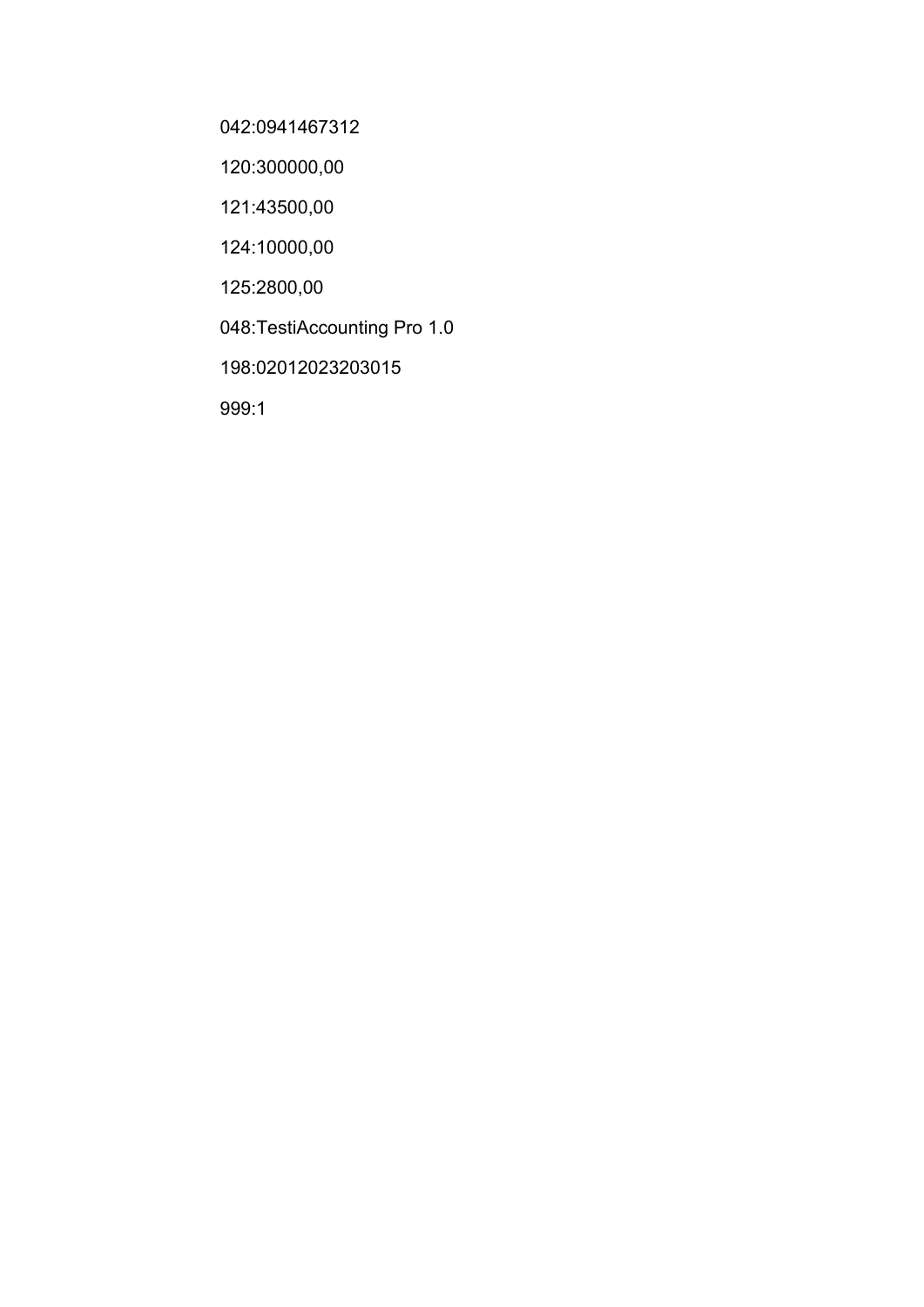042:0941467312

120:300000,00

121:43500,00

124:10000,00

125:2800,00

048:TestiAccounting Pro 1.0

198:02012023203015

999:1